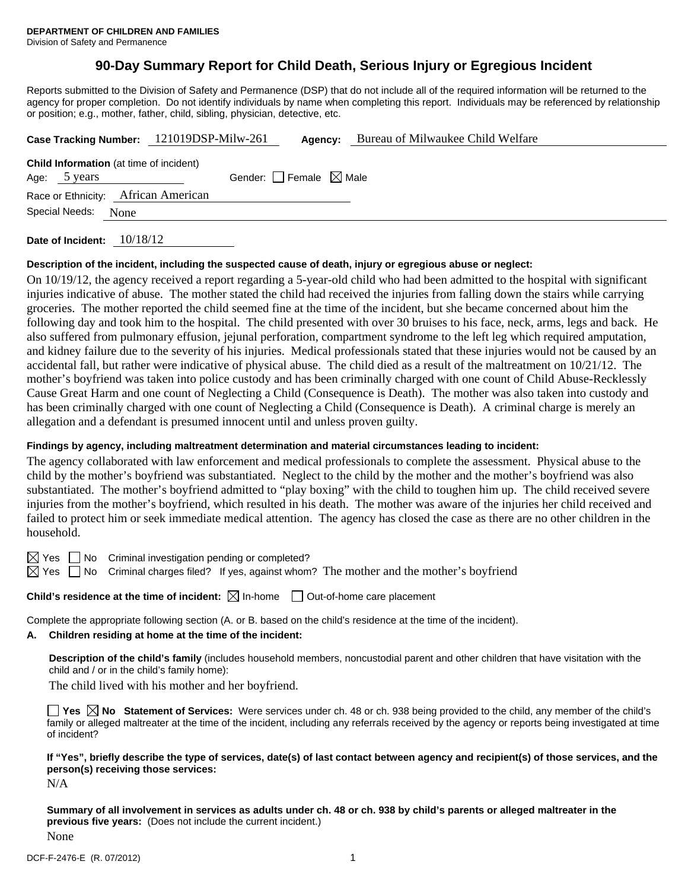**DEPARTMENT OF CHILDREN AND FAMILIES**
Division of Safety and Permanence

# 90-Day Summary Report for Child Death, Serious Injury or Egregious Incident

Reports submitted to the Division of Safety and Permanence (DSP) that do not include all of the required information will be returned to the agency for proper completion. Do not identify individuals by name when completing this report. Individuals may be referenced by relationship or position; e.g., mother, father, child, sibling, physician, detective, etc.

**Case Tracking Number:** 121019DSP-Milw-261 **Agency:** Bureau of Milwaukee Child Welfare

**Child Information** (at time of incident)
Age: 5 years Gender: ☐ Female ☒ Male
Race or Ethnicity: African American
Special Needs: None

**Date of Incident:** 10/18/12

**Description of the incident, including the suspected cause of death, injury or egregious abuse or neglect:**

On 10/19/12, the agency received a report regarding a 5-year-old child who had been admitted to the hospital with significant injuries indicative of abuse. The mother stated the child had received the injuries from falling down the stairs while carrying groceries. The mother reported the child seemed fine at the time of the incident, but she became concerned about him the following day and took him to the hospital. The child presented with over 30 bruises to his face, neck, arms, legs and back. He also suffered from pulmonary effusion, jejunal perforation, compartment syndrome to the left leg which required amputation, and kidney failure due to the severity of his injuries. Medical professionals stated that these injuries would not be caused by an accidental fall, but rather were indicative of physical abuse. The child died as a result of the maltreatment on 10/21/12. The mother's boyfriend was taken into police custody and has been criminally charged with one count of Child Abuse-Recklessly Cause Great Harm and one count of Neglecting a Child (Consequence is Death). The mother was also taken into custody and has been criminally charged with one count of Neglecting a Child (Consequence is Death). A criminal charge is merely an allegation and a defendant is presumed innocent until and unless proven guilty.

**Findings by agency, including maltreatment determination and material circumstances leading to incident:**

The agency collaborated with law enforcement and medical professionals to complete the assessment. Physical abuse to the child by the mother's boyfriend was substantiated. Neglect to the child by the mother and the mother's boyfriend was also substantiated. The mother's boyfriend admitted to "play boxing" with the child to toughen him up. The child received severe injuries from the mother's boyfriend, which resulted in his death. The mother was aware of the injuries her child received and failed to protect him or seek immediate medical attention. The agency has closed the case as there are no other children in the household.

☒ Yes ☐ No Criminal investigation pending or completed?
☒ Yes ☐ No Criminal charges filed? If yes, against whom? The mother and the mother's boyfriend

**Child's residence at the time of incident:** ☒ In-home ☐ Out-of-home care placement

Complete the appropriate following section (A. or B. based on the child's residence at the time of the incident).

**A. Children residing at home at the time of the incident:**

**Description of the child's family** (includes household members, noncustodial parent and other children that have visitation with the child and / or in the child's family home):

The child lived with his mother and her boyfriend.

☐ **Yes** ☒ **No Statement of Services:** Were services under ch. 48 or ch. 938 being provided to the child, any member of the child's family or alleged maltreater at the time of the incident, including any referrals received by the agency or reports being investigated at time of incident?

**If "Yes", briefly describe the type of services, date(s) of last contact between agency and recipient(s) of those services, and the person(s) receiving those services:**

N/A

**Summary of all involvement in services as adults under ch. 48 or ch. 938 by child's parents or alleged maltreater in the previous five years:** (Does not include the current incident.)

None

DCF-F-2476-E (R. 07/2012)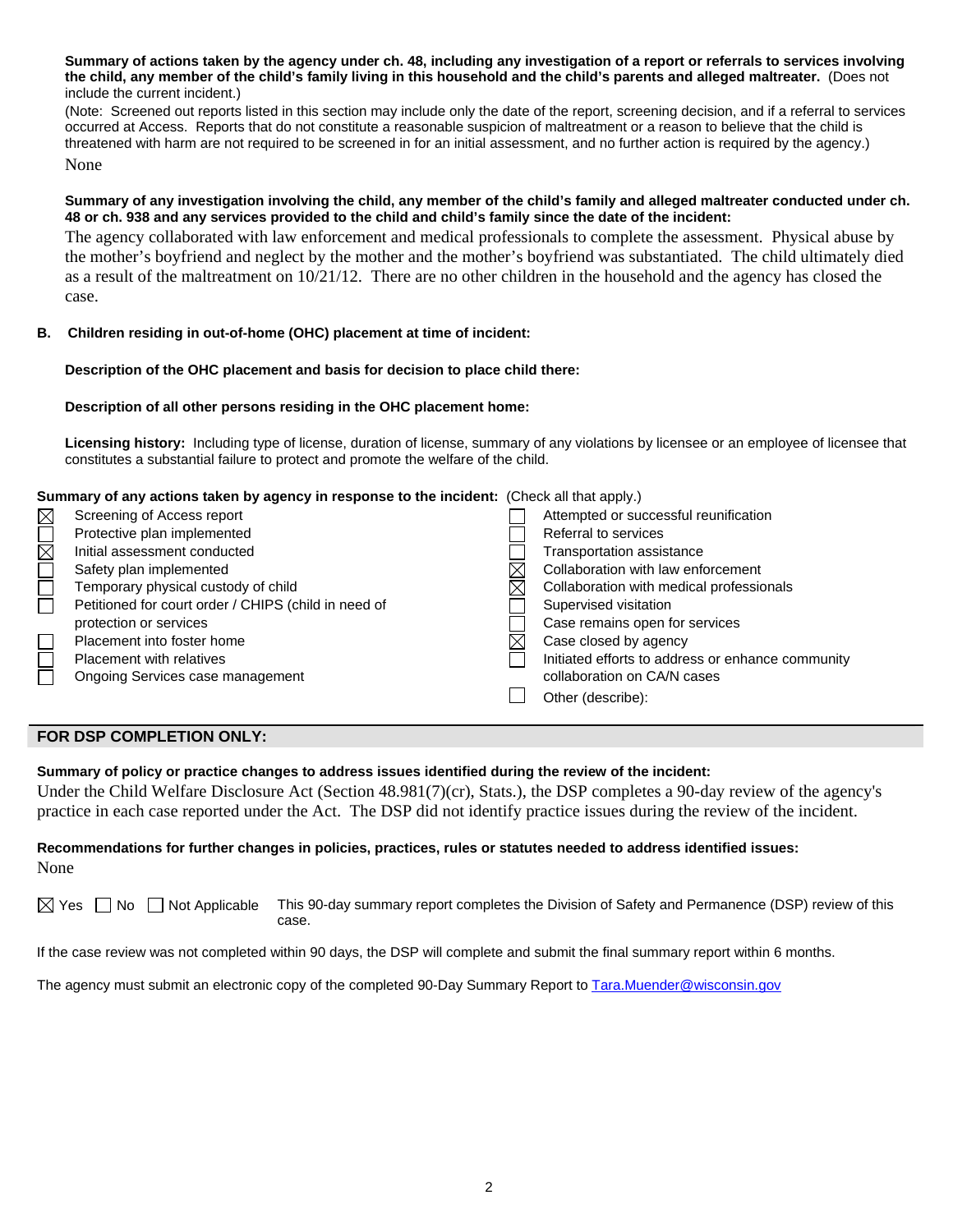**Summary of actions taken by the agency under ch. 48, including any investigation of a report or referrals to services involving the child, any member of the child's family living in this household and the child's parents and alleged maltreater.** (Does not include the current incident.)

(Note: Screened out reports listed in this section may include only the date of the report, screening decision, and if a referral to services occurred at Access. Reports that do not constitute a reasonable suspicion of maltreatment or a reason to believe that the child is threatened with harm are not required to be screened in for an initial assessment, and no further action is required by the agency.)

None

**Summary of any investigation involving the child, any member of the child's family and alleged maltreater conducted under ch. 48 or ch. 938 and any services provided to the child and child's family since the date of the incident:**

The agency collaborated with law enforcement and medical professionals to complete the assessment. Physical abuse by the mother's boyfriend and neglect by the mother and the mother's boyfriend was substantiated. The child ultimately died as a result of the maltreatment on 10/21/12. There are no other children in the household and the agency has closed the case.

**B. Children residing in out-of-home (OHC) placement at time of incident:**

**Description of the OHC placement and basis for decision to place child there:**

**Description of all other persons residing in the OHC placement home:**

**Licensing history:** Including type of license, duration of license, summary of any violations by licensee or an employee of licensee that constitutes a substantial failure to protect and promote the welfare of the child.

**Summary of any actions taken by agency in response to the incident:** (Check all that apply.)

- ☒ Screening of Access report
- ☐ Protective plan implemented
- ☒ Initial assessment conducted
- ☐ Safety plan implemented
- ☐ Temporary physical custody of child
- ☐ Petitioned for court order / CHIPS (child in need of protection or services
- ☐ Placement into foster home
- ☐ Placement with relatives
- ☐ Ongoing Services case management
- ☐ Attempted or successful reunification
- ☐ Referral to services
- ☐ Transportation assistance
- ☒ Collaboration with law enforcement
- ☒ Collaboration with medical professionals
- ☐ Supervised visitation
- ☐ Case remains open for services
- ☒ Case closed by agency
- ☐ Initiated efforts to address or enhance community collaboration on CA/N cases
- ☐ Other (describe):

## FOR DSP COMPLETION ONLY:

**Summary of policy or practice changes to address issues identified during the review of the incident:**

Under the Child Welfare Disclosure Act (Section 48.981(7)(cr), Stats.), the DSP completes a 90-day review of the agency's practice in each case reported under the Act. The DSP did not identify practice issues during the review of the incident.

**Recommendations for further changes in policies, practices, rules or statutes needed to address identified issues:**

None

☒ Yes ☐ No ☐ Not Applicable This 90-day summary report completes the Division of Safety and Permanence (DSP) review of this case.

If the case review was not completed within 90 days, the DSP will complete and submit the final summary report within 6 months.

The agency must submit an electronic copy of the completed 90-Day Summary Report to Tara.Muender@wisconsin.gov